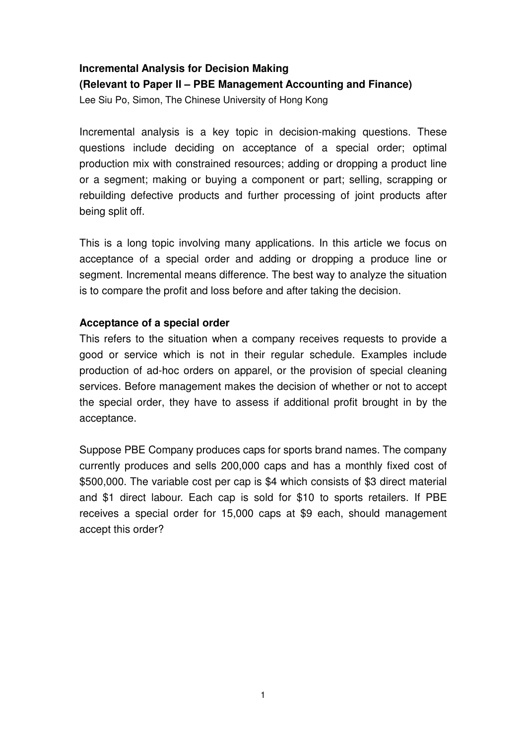**Incremental Analysis for Decision Making**
**(Relevant to Paper II – PBE Management Accounting and Finance)**
Lee Siu Po, Simon, The Chinese University of Hong Kong

Incremental analysis is a key topic in decision-making questions. These questions include deciding on acceptance of a special order; optimal production mix with constrained resources; adding or dropping a product line or a segment; making or buying a component or part; selling, scrapping or rebuilding defective products and further processing of joint products after being split off.

This is a long topic involving many applications. In this article we focus on acceptance of a special order and adding or dropping a produce line or segment. Incremental means difference. The best way to analyze the situation is to compare the profit and loss before and after taking the decision.

**Acceptance of a special order**

This refers to the situation when a company receives requests to provide a good or service which is not in their regular schedule. Examples include production of ad-hoc orders on apparel, or the provision of special cleaning services. Before management makes the decision of whether or not to accept the special order, they have to assess if additional profit brought in by the acceptance.

Suppose PBE Company produces caps for sports brand names. The company currently produces and sells 200,000 caps and has a monthly fixed cost of $500,000. The variable cost per cap is $4 which consists of $3 direct material and $1 direct labour. Each cap is sold for $10 to sports retailers. If PBE receives a special order for 15,000 caps at $9 each, should management accept this order?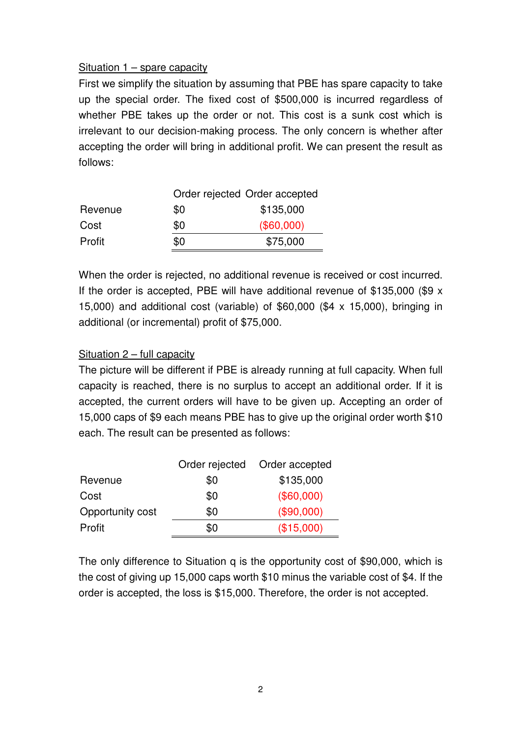<u>Situation 1 – spare capacity</u>

First we simplify the situation by assuming that PBE has spare capacity to take up the special order. The fixed cost of $500,000 is incurred regardless of whether PBE takes up the order or not. This cost is a sunk cost which is irrelevant to our decision-making process. The only concern is whether after accepting the order will bring in additional profit. We can present the result as follows:

| | Order rejected | Order accepted |
|---|---|---|
| Revenue | $0 | $135,000 |
| Cost | $0 | ($60,000) |
| Profit | $0 | $75,000 |

When the order is rejected, no additional revenue is received or cost incurred. If the order is accepted, PBE will have additional revenue of $135,000 ($9 x 15,000) and additional cost (variable) of $60,000 ($4 x 15,000), bringing in additional (or incremental) profit of $75,000.

<u>Situation 2 – full capacity</u>

The picture will be different if PBE is already running at full capacity. When full capacity is reached, there is no surplus to accept an additional order. If it is accepted, the current orders will have to be given up. Accepting an order of 15,000 caps of $9 each means PBE has to give up the original order worth $10 each. The result can be presented as follows:

| | Order rejected | Order accepted |
|---|---|---|
| Revenue | $0 | $135,000 |
| Cost | $0 | ($60,000) |
| Opportunity cost | $0 | ($90,000) |
| Profit | $0 | ($15,000) |

The only difference to Situation q is the opportunity cost of $90,000, which is the cost of giving up 15,000 caps worth $10 minus the variable cost of $4. If the order is accepted, the loss is $15,000. Therefore, the order is not accepted.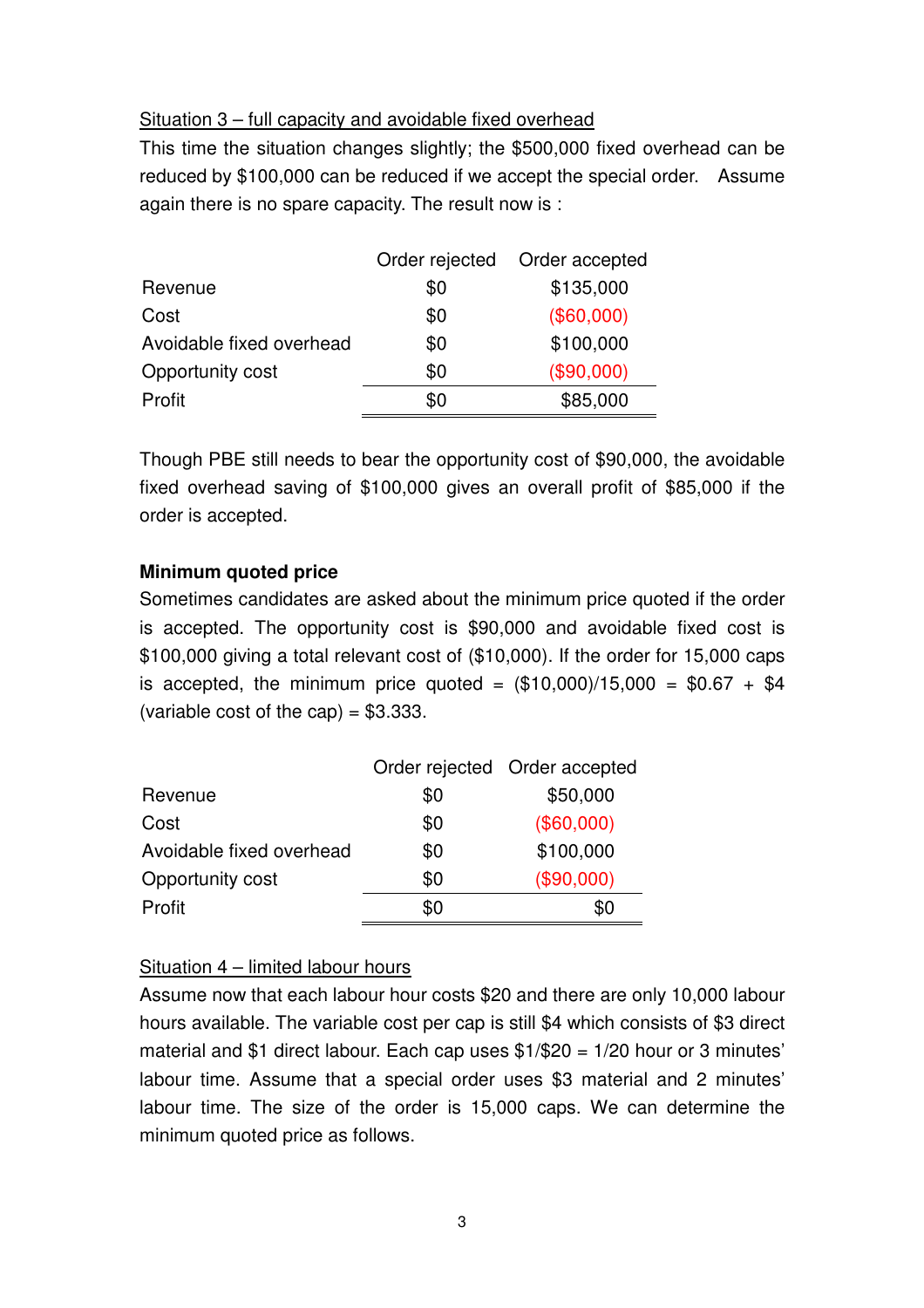Situation 3 – full capacity and avoidable fixed overhead

This time the situation changes slightly; the $500,000 fixed overhead can be reduced by $100,000 can be reduced if we accept the special order. Assume again there is no spare capacity. The result now is :

| | Order rejected | Order accepted |
|---|---|---|
| Revenue | $0 | $135,000 |
| Cost | $0 | ($60,000) |
| Avoidable fixed overhead | $0 | $100,000 |
| Opportunity cost | $0 | ($90,000) |
| Profit | $0 | $85,000 |

Though PBE still needs to bear the opportunity cost of $90,000, the avoidable fixed overhead saving of $100,000 gives an overall profit of $85,000 if the order is accepted.

**Minimum quoted price**

Sometimes candidates are asked about the minimum price quoted if the order is accepted. The opportunity cost is $90,000 and avoidable fixed cost is $100,000 giving a total relevant cost of ($10,000). If the order for 15,000 caps is accepted, the minimum price quoted = ($10,000)/15,000 = $0.67 + $4 (variable cost of the cap) = $3.333.

| | Order rejected | Order accepted |
|---|---|---|
| Revenue | $0 | $50,000 |
| Cost | $0 | ($60,000) |
| Avoidable fixed overhead | $0 | $100,000 |
| Opportunity cost | $0 | ($90,000) |
| Profit | $0 | $0 |

Situation 4 – limited labour hours

Assume now that each labour hour costs $20 and there are only 10,000 labour hours available. The variable cost per cap is still $4 which consists of $3 direct material and $1 direct labour. Each cap uses $1/$20 = 1/20 hour or 3 minutes' labour time. Assume that a special order uses $3 material and 2 minutes' labour time. The size of the order is 15,000 caps. We can determine the minimum quoted price as follows.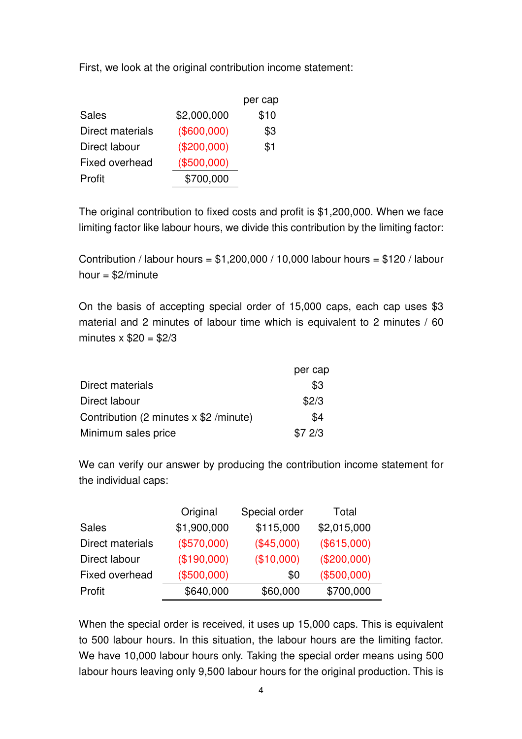First, we look at the original contribution income statement:

| | | per cap |
|---|---|---|
| Sales | $2,000,000 | $10 |
| Direct materials | ($600,000) | $3 |
| Direct labour | ($200,000) | $1 |
| Fixed overhead | ($500,000) | |
| Profit | $700,000 | |

The original contribution to fixed costs and profit is $1,200,000. When we face limiting factor like labour hours, we divide this contribution by the limiting factor:

Contribution / labour hours = $1,200,000 / 10,000 labour hours = $120 / labour hour = $2/minute

On the basis of accepting special order of 15,000 caps, each cap uses $3 material and 2 minutes of labour time which is equivalent to 2 minutes / 60 minutes x $20 = $2/3

| | per cap |
|---|---|
| Direct materials | $3 |
| Direct labour | $2/3 |
| Contribution (2 minutes x $2 /minute) | $4 |
| Minimum sales price | $7 2/3 |

We can verify our answer by producing the contribution income statement for the individual caps:

| | Original | Special order | Total |
|---|---|---|---|
| Sales | $1,900,000 | $115,000 | $2,015,000 |
| Direct materials | ($570,000) | ($45,000) | ($615,000) |
| Direct labour | ($190,000) | ($10,000) | ($200,000) |
| Fixed overhead | ($500,000) | $0 | ($500,000) |
| Profit | $640,000 | $60,000 | $700,000 |

When the special order is received, it uses up 15,000 caps. This is equivalent to 500 labour hours. In this situation, the labour hours are the limiting factor. We have 10,000 labour hours only. Taking the special order means using 500 labour hours leaving only 9,500 labour hours for the original production. This is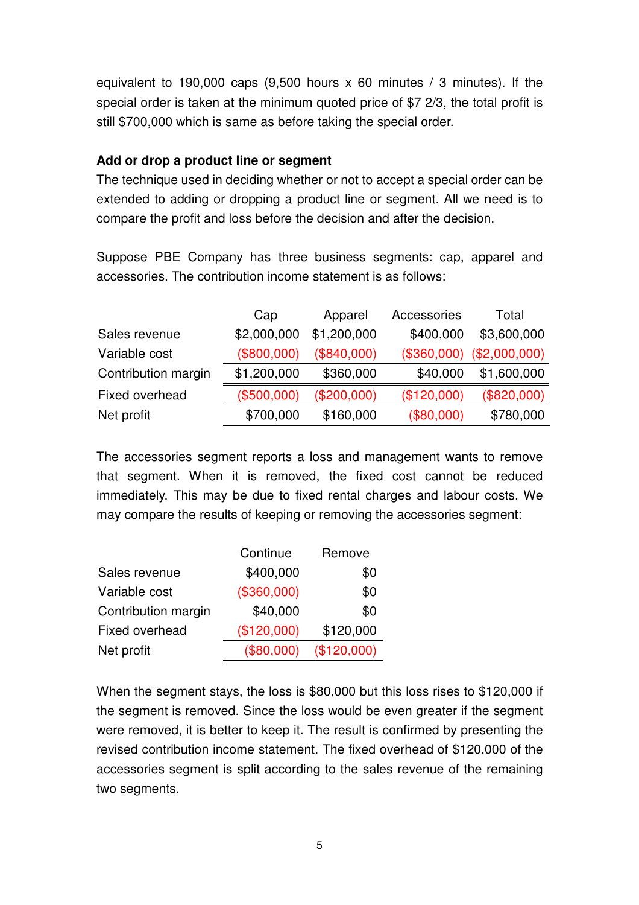equivalent to 190,000 caps (9,500 hours x 60 minutes / 3 minutes). If the special order is taken at the minimum quoted price of $7 2/3, the total profit is still $700,000 which is same as before taking the special order.

**Add or drop a product line or segment**

The technique used in deciding whether or not to accept a special order can be extended to adding or dropping a product line or segment. All we need is to compare the profit and loss before the decision and after the decision.

Suppose PBE Company has three business segments: cap, apparel and accessories. The contribution income statement is as follows:

| | Cap | Apparel | Accessories | Total |
|---|---|---|---|---|
| Sales revenue | $2,000,000 | $1,200,000 | $400,000 | $3,600,000 |
| Variable cost | ($800,000) | ($840,000) | ($360,000) | ($2,000,000) |
| Contribution margin | $1,200,000 | $360,000 | $40,000 | $1,600,000 |
| Fixed overhead | ($500,000) | ($200,000) | ($120,000) | ($820,000) |
| Net profit | $700,000 | $160,000 | ($80,000) | $780,000 |

The accessories segment reports a loss and management wants to remove that segment. When it is removed, the fixed cost cannot be reduced immediately. This may be due to fixed rental charges and labour costs. We may compare the results of keeping or removing the accessories segment:

| | Continue | Remove |
|---|---|---|
| Sales revenue | $400,000 | $0 |
| Variable cost | ($360,000) | $0 |
| Contribution margin | $40,000 | $0 |
| Fixed overhead | ($120,000) | $120,000 |
| Net profit | ($80,000) | ($120,000) |

When the segment stays, the loss is $80,000 but this loss rises to $120,000 if the segment is removed. Since the loss would be even greater if the segment were removed, it is better to keep it. The result is confirmed by presenting the revised contribution income statement. The fixed overhead of $120,000 of the accessories segment is split according to the sales revenue of the remaining two segments.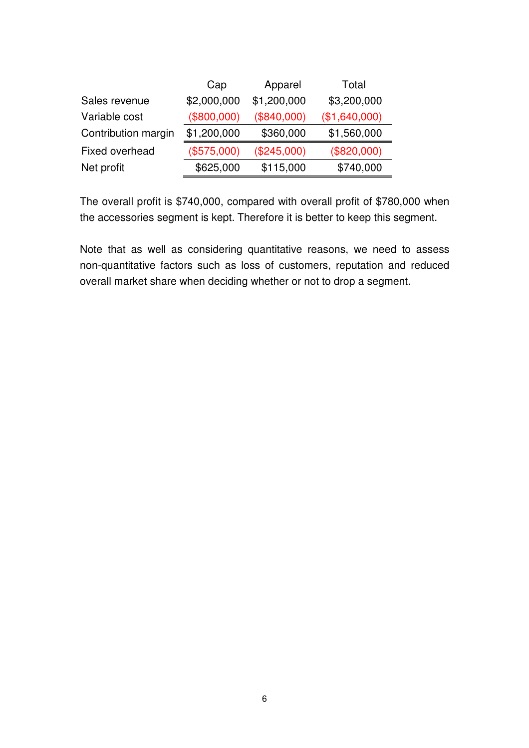| | Cap | Apparel | Total |
|---|---|---|---|
| Sales revenue | $2,000,000 | $1,200,000 | $3,200,000 |
| Variable cost | ($800,000) | ($840,000) | ($1,640,000) |
| Contribution margin | $1,200,000 | $360,000 | $1,560,000 |
| Fixed overhead | ($575,000) | ($245,000) | ($820,000) |
| Net profit | $625,000 | $115,000 | $740,000 |

The overall profit is $740,000, compared with overall profit of $780,000 when the accessories segment is kept. Therefore it is better to keep this segment.

Note that as well as considering quantitative reasons, we need to assess non-quantitative factors such as loss of customers, reputation and reduced overall market share when deciding whether or not to drop a segment.